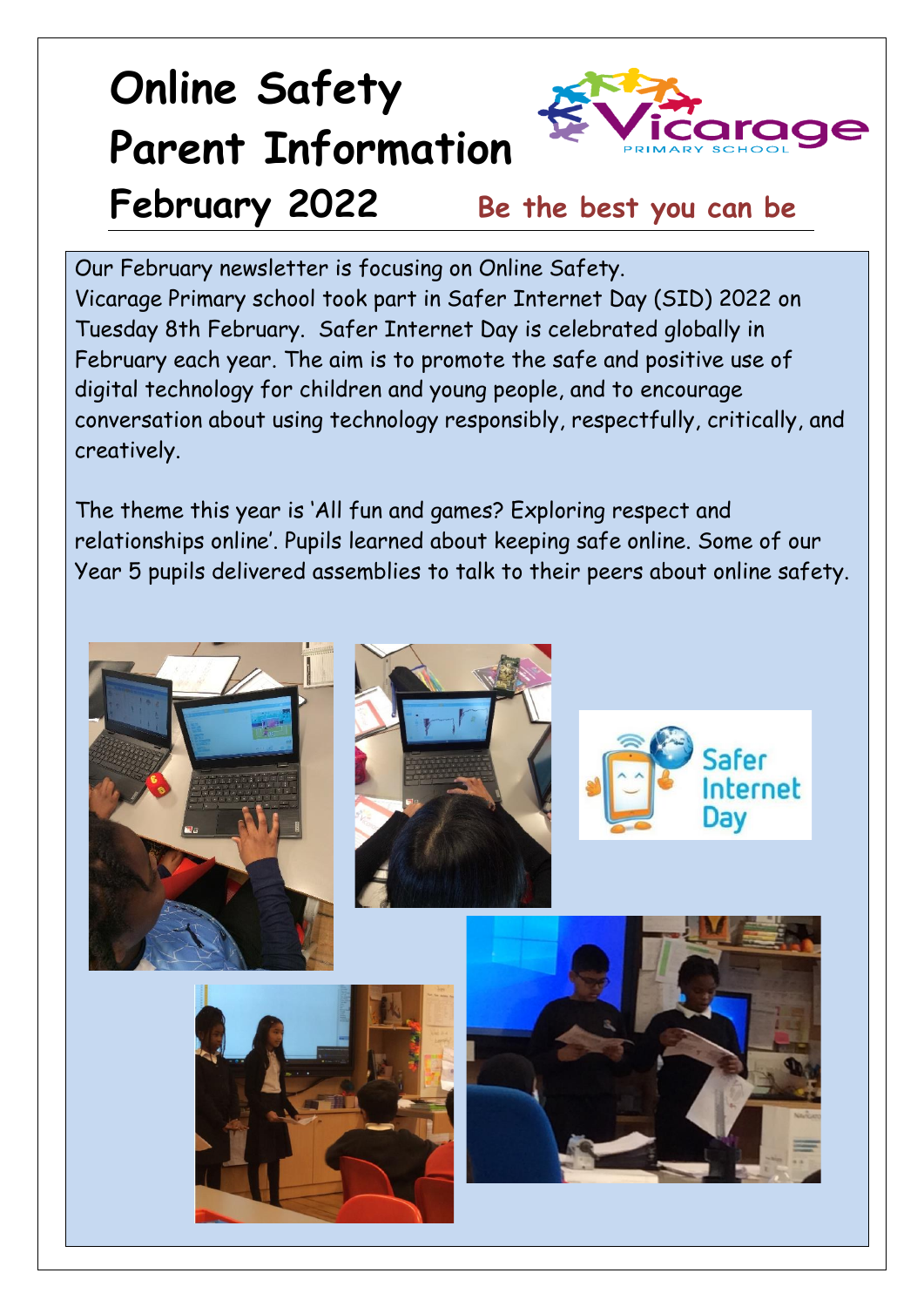# Online Safety Parent Information February 2022

**Be the best you can be**

Our February newsletter is focusing on Online Safety.
Vicarage Primary school took part in Safer Internet Day (SID) 2022 on Tuesday 8th February. Safer Internet Day is celebrated globally in February each year. The aim is to promote the safe and positive use of digital technology for children and young people, and to encourage conversation about using technology responsibly, respectfully, critically, and creatively.

The theme this year is 'All fun and games? Exploring respect and relationships online'. Pupils learned about keeping safe online. Some of our Year 5 pupils delivered assemblies to talk to their peers about online safety.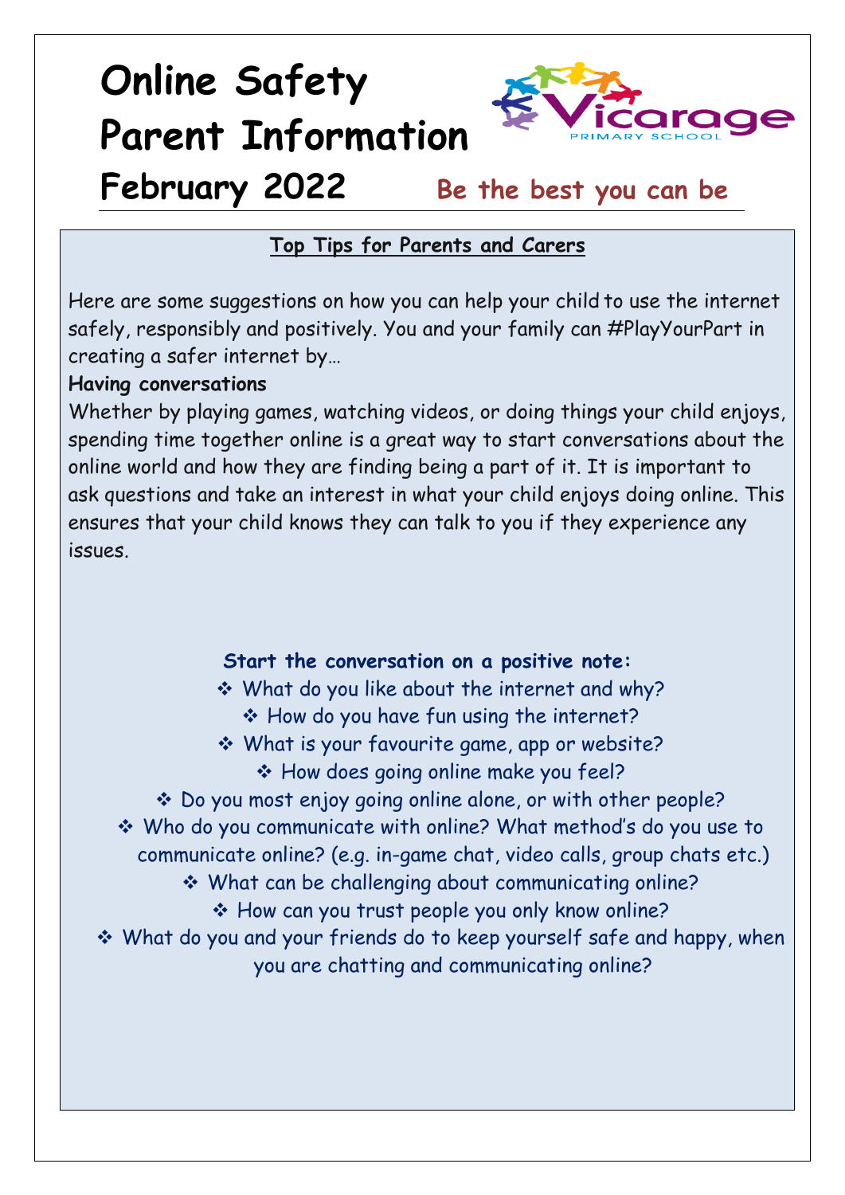# Online Safety Parent Information

## February 2022

**Be the best you can be**

### Top Tips for Parents and Carers

Here are some suggestions on how you can help your child to use the internet safely, responsibly and positively. You and your family can #PlayYourPart in creating a safer internet by…

**Having conversations**

Whether by playing games, watching videos, or doing things your child enjoys, spending time together online is a great way to start conversations about the online world and how they are finding being a part of it. It is important to ask questions and take an interest in what your child enjoys doing online. This ensures that your child knows they can talk to you if they experience any issues.

**Start the conversation on a positive note:**

- What do you like about the internet and why?
- How do you have fun using the internet?
- What is your favourite game, app or website?
- How does going online make you feel?
- Do you most enjoy going online alone, or with other people?
- Who do you communicate with online? What method's do you use to communicate online? (e.g. in-game chat, video calls, group chats etc.)
- What can be challenging about communicating online?
- How can you trust people you only know online?
- What do you and your friends do to keep yourself safe and happy, when you are chatting and communicating online?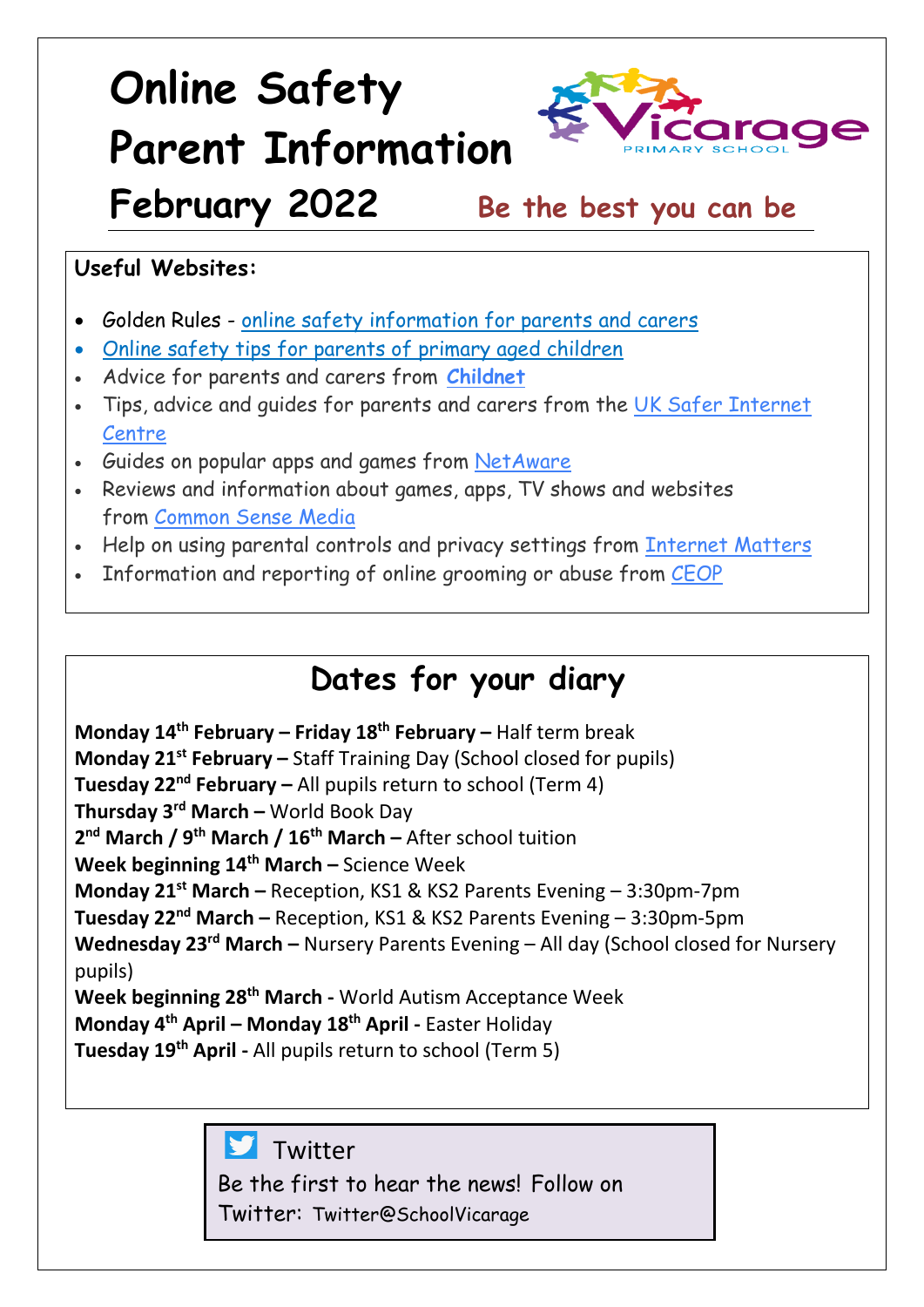# Online Safety Parent Information February 2022

**Be the best you can be**

**Useful Websites:**

- Golden Rules - online safety information for parents and carers
- Online safety tips for parents of primary aged children
- Advice for parents and carers from **Childnet**
- Tips, advice and guides for parents and carers from the UK Safer Internet Centre
- Guides on popular apps and games from NetAware
- Reviews and information about games, apps, TV shows and websites from Common Sense Media
- Help on using parental controls and privacy settings from Internet Matters
- Information and reporting of online grooming or abuse from CEOP

## Dates for your diary

**Monday 14th February – Friday 18th February –** Half term break
**Monday 21st February –** Staff Training Day (School closed for pupils)
**Tuesday 22nd February –** All pupils return to school (Term 4)
**Thursday 3rd March –** World Book Day
**2nd March / 9th March / 16th March –** After school tuition
**Week beginning 14th March –** Science Week
**Monday 21st March –** Reception, KS1 & KS2 Parents Evening – 3:30pm-7pm
**Tuesday 22nd March –** Reception, KS1 & KS2 Parents Evening – 3:30pm-5pm
**Wednesday 23rd March –** Nursery Parents Evening – All day (School closed for Nursery pupils)
**Week beginning 28th March -** World Autism Acceptance Week
**Monday 4th April – Monday 18th April -** Easter Holiday
**Tuesday 19th April -** All pupils return to school (Term 5)

**Twitter**

Be the first to hear the news! Follow on Twitter: Twitter@SchoolVicarage